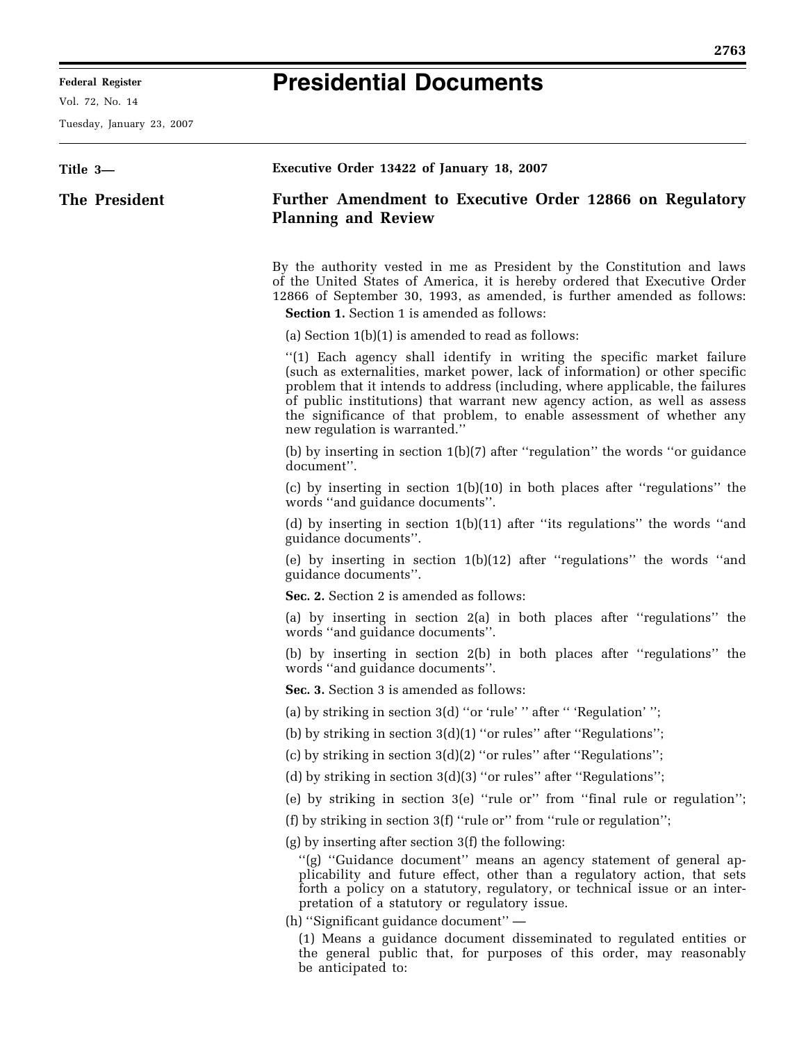# Presidential Documents

Title 3—

**The President**

**Executive Order 13422 of January 18, 2007**

## Further Amendment to Executive Order 12866 on Regulatory Planning and Review

By the authority vested in me as President by the Constitution and laws of the United States of America, it is hereby ordered that Executive Order 12866 of September 30, 1993, as amended, is further amended as follows:

**Section 1.** Section 1 is amended as follows:

(a) Section 1(b)(1) is amended to read as follows:

''(1) Each agency shall identify in writing the specific market failure (such as externalities, market power, lack of information) or other specific problem that it intends to address (including, where applicable, the failures of public institutions) that warrant new agency action, as well as assess the significance of that problem, to enable assessment of whether any new regulation is warranted.''

(b) by inserting in section 1(b)(7) after ''regulation'' the words ''or guidance document''.

(c) by inserting in section 1(b)(10) in both places after ''regulations'' the words ''and guidance documents''.

(d) by inserting in section 1(b)(11) after ''its regulations'' the words ''and guidance documents''.

(e) by inserting in section 1(b)(12) after ''regulations'' the words ''and guidance documents''.

**Sec. 2.** Section 2 is amended as follows:

(a) by inserting in section 2(a) in both places after ''regulations'' the words ''and guidance documents''.

(b) by inserting in section 2(b) in both places after ''regulations'' the words ''and guidance documents''.

**Sec. 3.** Section 3 is amended as follows:

(a) by striking in section 3(d) ''or 'rule' '' after '' 'Regulation' '';

(b) by striking in section 3(d)(1) ''or rules'' after ''Regulations'';

(c) by striking in section 3(d)(2) ''or rules'' after ''Regulations'';

(d) by striking in section 3(d)(3) ''or rules'' after ''Regulations'';

(e) by striking in section 3(e) ''rule or'' from ''final rule or regulation'';

(f) by striking in section 3(f) ''rule or'' from ''rule or regulation'';

(g) by inserting after section 3(f) the following:

''(g) ''Guidance document'' means an agency statement of general applicability and future effect, other than a regulatory action, that sets forth a policy on a statutory, regulatory, or technical issue or an interpretation of a statutory or regulatory issue.

(h) ''Significant guidance document'' —

(1) Means a guidance document disseminated to regulated entities or the general public that, for purposes of this order, may reasonably be anticipated to: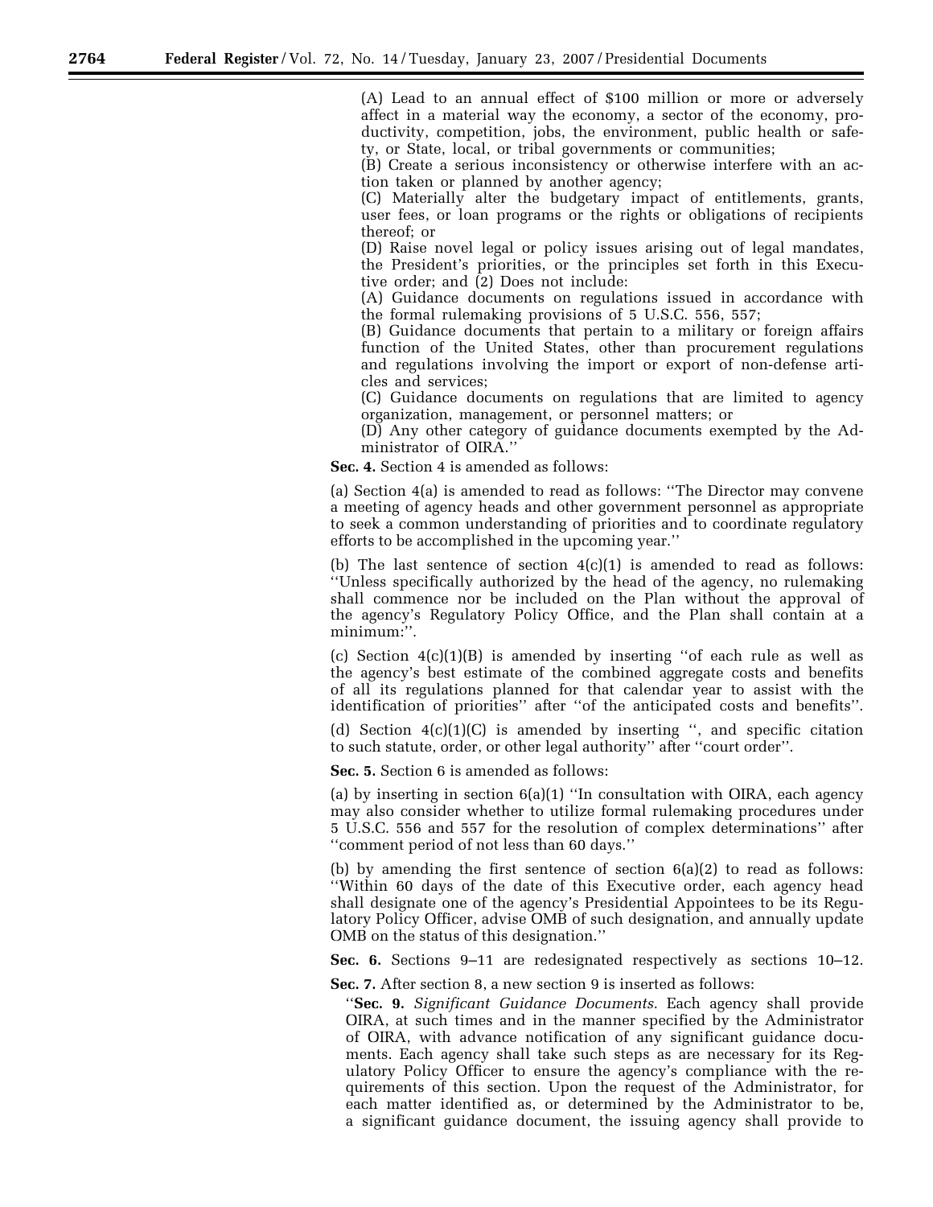(A) Lead to an annual effect of $100 million or more or adversely affect in a material way the economy, a sector of the economy, productivity, competition, jobs, the environment, public health or safety, or State, local, or tribal governments or communities;

(B) Create a serious inconsistency or otherwise interfere with an action taken or planned by another agency;

(C) Materially alter the budgetary impact of entitlements, grants, user fees, or loan programs or the rights or obligations of recipients thereof; or

(D) Raise novel legal or policy issues arising out of legal mandates, the President's priorities, or the principles set forth in this Executive order; and (2) Does not include:

(A) Guidance documents on regulations issued in accordance with the formal rulemaking provisions of 5 U.S.C. 556, 557;

(B) Guidance documents that pertain to a military or foreign affairs function of the United States, other than procurement regulations and regulations involving the import or export of non-defense articles and services;

(C) Guidance documents on regulations that are limited to agency organization, management, or personnel matters; or

(D) Any other category of guidance documents exempted by the Administrator of OIRA.''

**Sec. 4.** Section 4 is amended as follows:

(a) Section 4(a) is amended to read as follows: ''The Director may convene a meeting of agency heads and other government personnel as appropriate to seek a common understanding of priorities and to coordinate regulatory efforts to be accomplished in the upcoming year.''

(b) The last sentence of section 4(c)(1) is amended to read as follows: ''Unless specifically authorized by the head of the agency, no rulemaking shall commence nor be included on the Plan without the approval of the agency's Regulatory Policy Office, and the Plan shall contain at a minimum:''.

(c) Section 4(c)(1)(B) is amended by inserting ''of each rule as well as the agency's best estimate of the combined aggregate costs and benefits of all its regulations planned for that calendar year to assist with the identification of priorities'' after ''of the anticipated costs and benefits''.

(d) Section 4(c)(1)(C) is amended by inserting '', and specific citation to such statute, order, or other legal authority'' after ''court order''.

**Sec. 5.** Section 6 is amended as follows:

(a) by inserting in section 6(a)(1) ''In consultation with OIRA, each agency may also consider whether to utilize formal rulemaking procedures under 5 U.S.C. 556 and 557 for the resolution of complex determinations'' after ''comment period of not less than 60 days.''

(b) by amending the first sentence of section 6(a)(2) to read as follows: ''Within 60 days of the date of this Executive order, each agency head shall designate one of the agency's Presidential Appointees to be its Regulatory Policy Officer, advise OMB of such designation, and annually update OMB on the status of this designation.''

**Sec. 6.** Sections 9–11 are redesignated respectively as sections 10–12.

**Sec. 7.** After section 8, a new section 9 is inserted as follows:

''**Sec. 9.** *Significant Guidance Documents*. Each agency shall provide OIRA, at such times and in the manner specified by the Administrator of OIRA, with advance notification of any significant guidance documents. Each agency shall take such steps as are necessary for its Regulatory Policy Officer to ensure the agency's compliance with the requirements of this section. Upon the request of the Administrator, for each matter identified as, or determined by the Administrator to be, a significant guidance document, the issuing agency shall provide to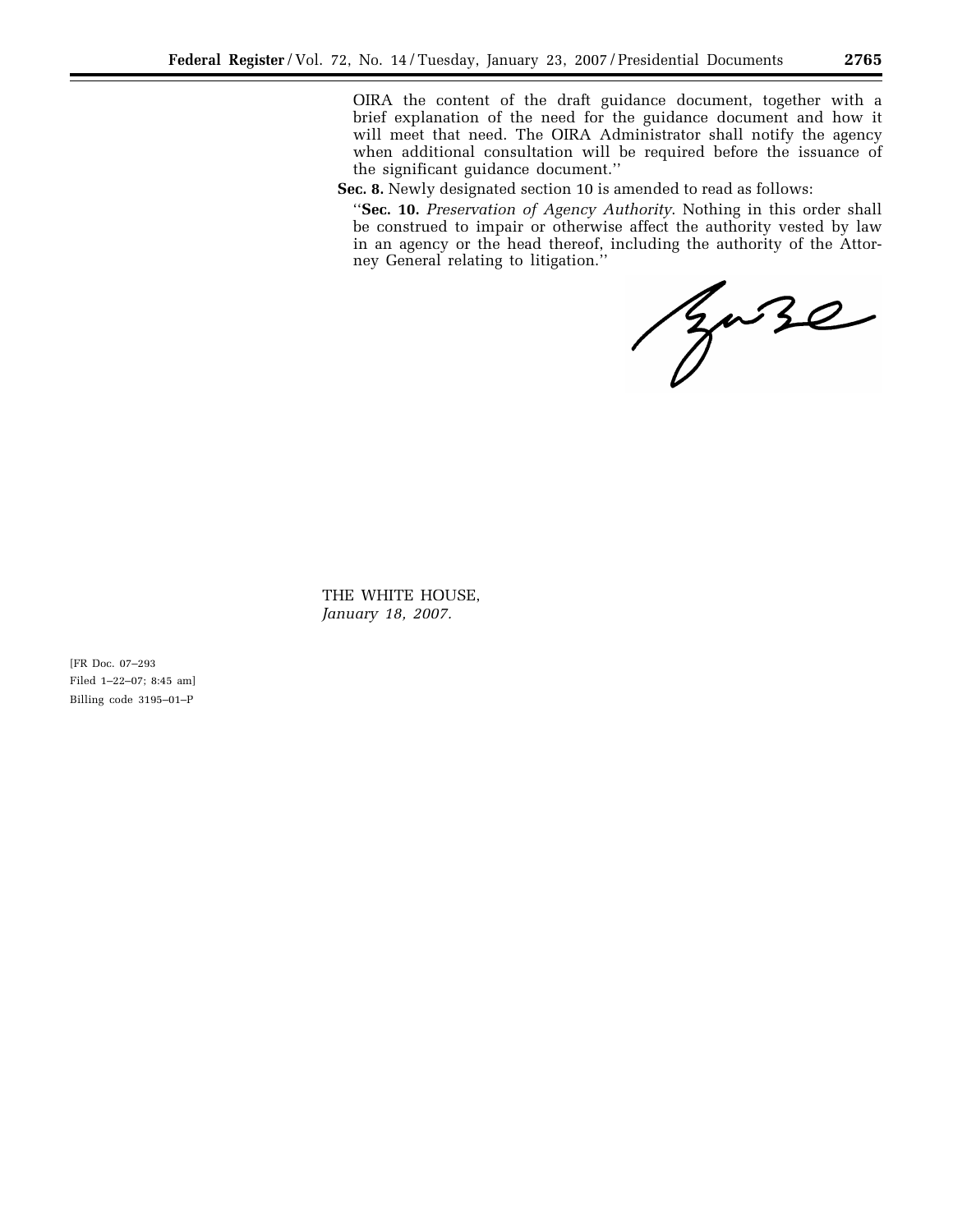OIRA the content of the draft guidance document, together with a brief explanation of the need for the guidance document and how it will meet that need. The OIRA Administrator shall notify the agency when additional consultation will be required before the issuance of the significant guidance document.''

**Sec. 8.** Newly designated section 10 is amended to read as follows:

''**Sec. 10.** *Preservation of Agency Authority*. Nothing in this order shall be construed to impair or otherwise affect the authority vested by law in an agency or the head thereof, including the authority of the Attorney General relating to litigation.''

THE WHITE HOUSE,
*January 18, 2007.*

[FR Doc. 07–293
Filed 1–22–07; 8:45 am]
Billing code 3195–01–P